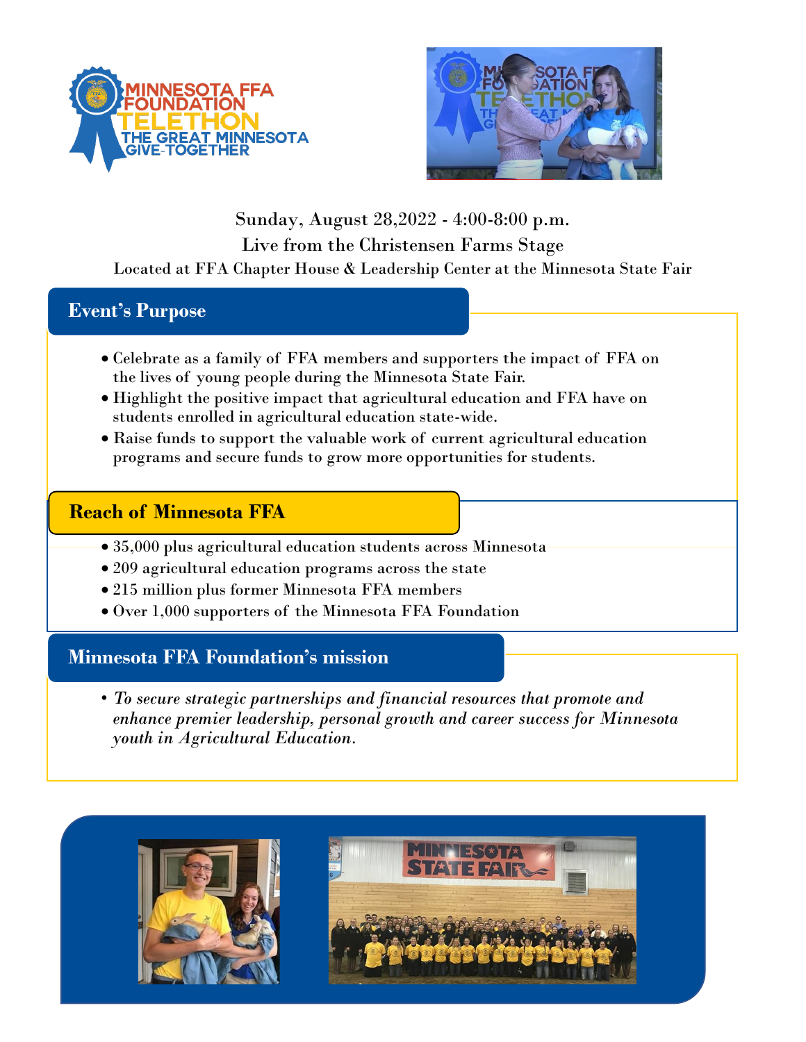# MINNESOTA FFA FOUNDATION TELETHON
## THE GREAT MINNESOTA GIVE-TOGETHER

Sunday, August 28,2022 - 4:00-8:00 p.m.

Live from the Christensen Farms Stage

Located at FFA Chapter House & Leadership Center at the Minnesota State Fair

## Event's Purpose

- Celebrate as a family of FFA members and supporters the impact of FFA on the lives of young people during the Minnesota State Fair.
- Highlight the positive impact that agricultural education and FFA have on students enrolled in agricultural education state-wide.
- Raise funds to support the valuable work of current agricultural education programs and secure funds to grow more opportunities for students.

## Reach of Minnesota FFA

- 35,000 plus agricultural education students across Minnesota
- 209 agricultural education programs across the state
- 215 million plus former Minnesota FFA members
- Over 1,000 supporters of the Minnesota FFA Foundation

## Minnesota FFA Foundation's mission

- *To secure strategic partnerships and financial resources that promote and enhance premier leadership, personal growth and career success for Minnesota youth in Agricultural Education.*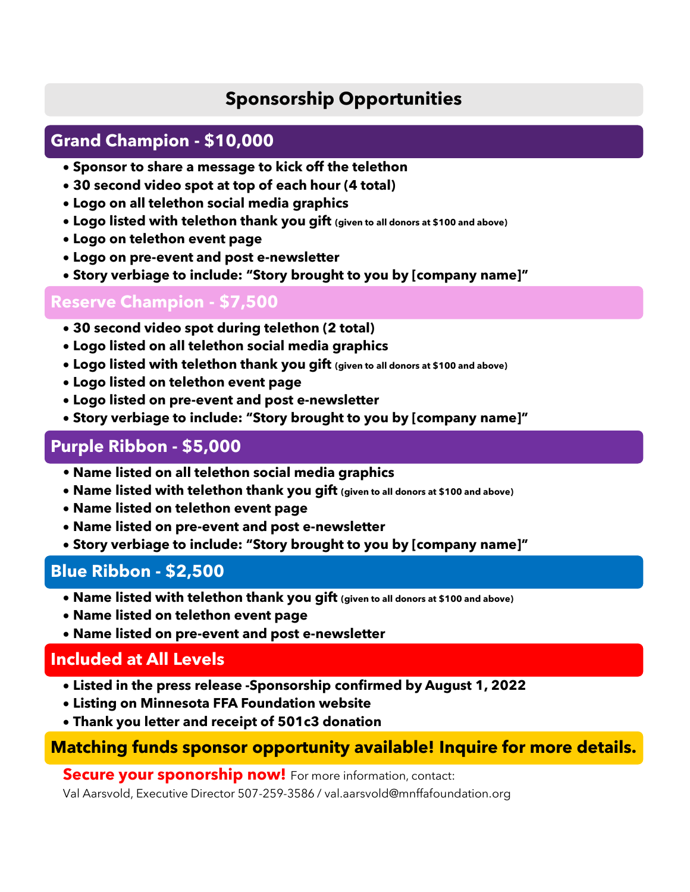# Sponsorship Opportunities

## Grand Champion - $10,000

- **Sponsor to share a message to kick off the telethon**
- **30 second video spot at top of each hour (4 total)**
- **Logo on all telethon social media graphics**
- **Logo listed with telethon thank you gift** (given to all donors at $100 and above)
- **Logo on telethon event page**
- **Logo on pre-event and post e-newsletter**
- **Story verbiage to include: "Story brought to you by [company name]"**

## Reserve Champion - $7,500

- **30 second video spot during telethon (2 total)**
- **Logo listed on all telethon social media graphics**
- **Logo listed with telethon thank you gift** (given to all donors at $100 and above)
- **Logo listed on telethon event page**
- **Logo listed on pre-event and post e-newsletter**
- **Story verbiage to include: "Story brought to you by [company name]"**

## Purple Ribbon - $5,000

- **Name listed on all telethon social media graphics**
- **Name listed with telethon thank you gift** (given to all donors at $100 and above)
- **Name listed on telethon event page**
- **Name listed on pre-event and post e-newsletter**
- **Story verbiage to include: "Story brought to you by [company name]"**

## Blue Ribbon - $2,500

- **Name listed with telethon thank you gift** (given to all donors at $100 and above)
- **Name listed on telethon event page**
- **Name listed on pre-event and post e-newsletter**

## Included at All Levels

- **Listed in the press release -Sponsorship confirmed by August 1, 2022**
- **Listing on Minnesota FFA Foundation website**
- **Thank you letter and receipt of 501c3 donation**

**Matching funds sponsor opportunity available! Inquire for more details.**

**Secure your sponsorship now!** For more information, contact:
Val Aarsvold, Executive Director 507-259-3586 / val.aarsvold@mnffafoundation.org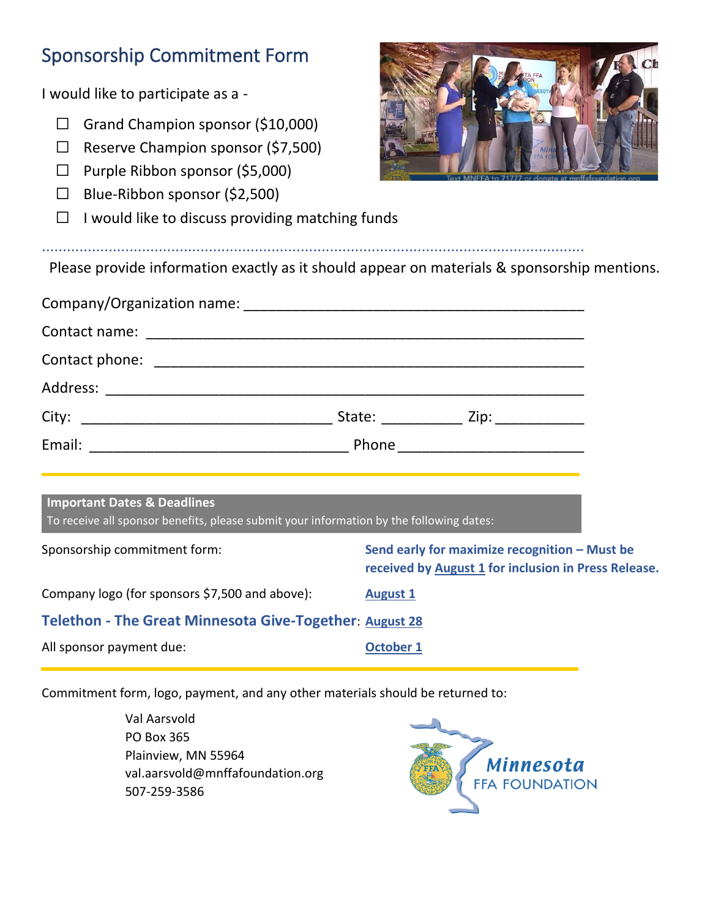## Sponsorship Commitment Form

I would like to participate as a -

- ☐ Grand Champion sponsor ($10,000)
- ☐ Reserve Champion sponsor ($7,500)
- ☐ Purple Ribbon sponsor ($5,000)
- ☐ Blue-Ribbon sponsor ($2,500)
- ☐ I would like to discuss providing matching funds

Please provide information exactly as it should appear on materials & sponsorship mentions.

Company/Organization name: ___________________________________________

Contact name: ______________________________________________________

Contact phone: _____________________________________________________

Address: __________________________________________________________

City: ________________________________ State: __________ Zip: ___________

Email: _________________________________ Phone _______________________

**Important Dates & Deadlines**
To receive all sponsor benefits, please submit your information by the following dates:

| | |
|---|---|
| Sponsorship commitment form: | **Send early for maximize recognition – Must be received by August 1 for inclusion in Press Release.** |
| Company logo (for sponsors $7,500 and above): | **August 1** |
| **Telethon - The Great Minnesota Give-Together**: | **August 28** |
| All sponsor payment due: | **October 1** |

Commitment form, logo, payment, and any other materials should be returned to:

Val Aarsvold
PO Box 365
Plainview, MN 55964
val.aarsvold@mnffafoundation.org
507-259-3586

Minnesota FFA FOUNDATION